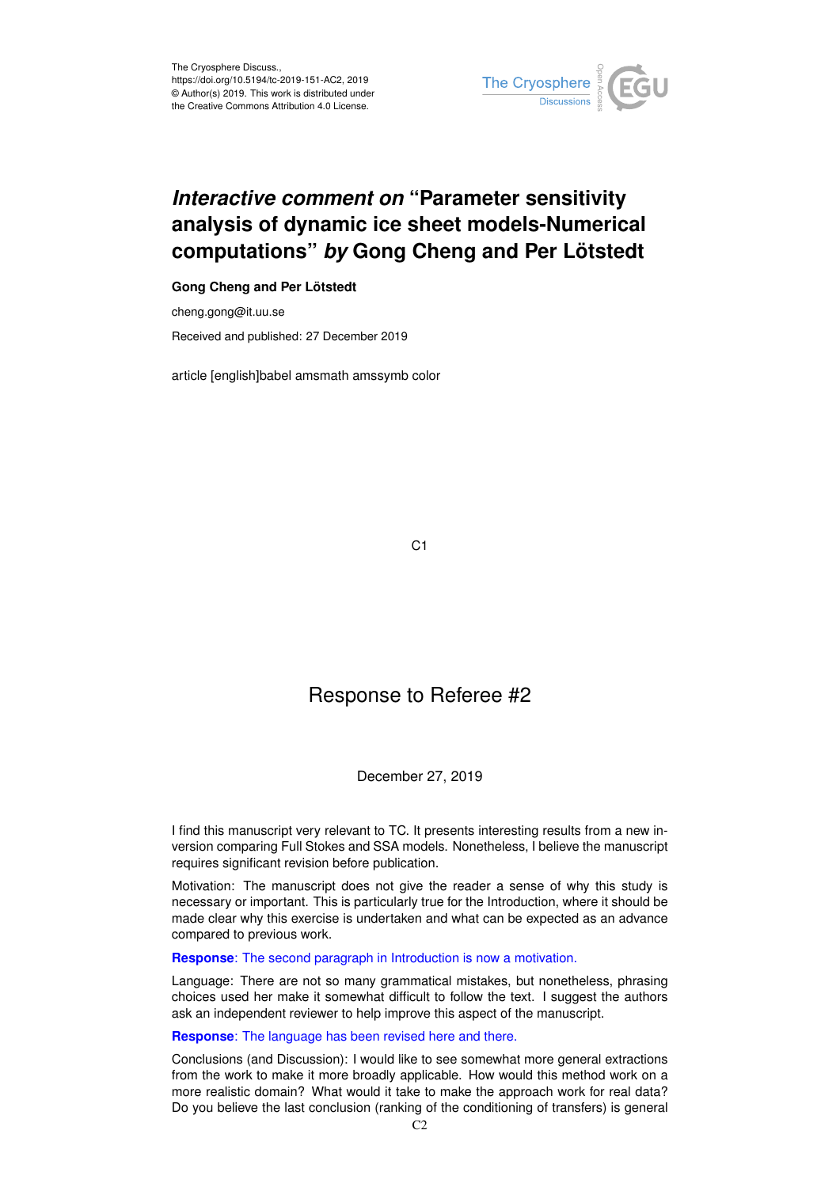The Cryosphere Discuss.,
https://doi.org/10.5194/tc-2019-151-AC2, 2019
© Author(s) 2019. This work is distributed under
the Creative Commons Attribution 4.0 License.

# *Interactive comment on* "Parameter sensitivity analysis of dynamic ice sheet models-Numerical computations" *by* Gong Cheng and Per Lötstedt

**Gong Cheng and Per Lötstedt**

cheng.gong@it.uu.se

Received and published: 27 December 2019

article [english]babel amsmath amssymb color

## Response to Referee #2

December 27, 2019

I find this manuscript very relevant to TC. It presents interesting results from a new inversion comparing Full Stokes and SSA models. Nonetheless, I believe the manuscript requires significant revision before publication.

Motivation: The manuscript does not give the reader a sense of why this study is necessary or important. This is particularly true for the Introduction, where it should be made clear why this exercise is undertaken and what can be expected as an advance compared to previous work.

**Response**: The second paragraph in Introduction is now a motivation.

Language: There are not so many grammatical mistakes, but nonetheless, phrasing choices used her make it somewhat difficult to follow the text. I suggest the authors ask an independent reviewer to help improve this aspect of the manuscript.

**Response**: The language has been revised here and there.

Conclusions (and Discussion): I would like to see somewhat more general extractions from the work to make it more broadly applicable. How would this method work on a more realistic domain? What would it take to make the approach work for real data? Do you believe the last conclusion (ranking of the conditioning of transfers) is general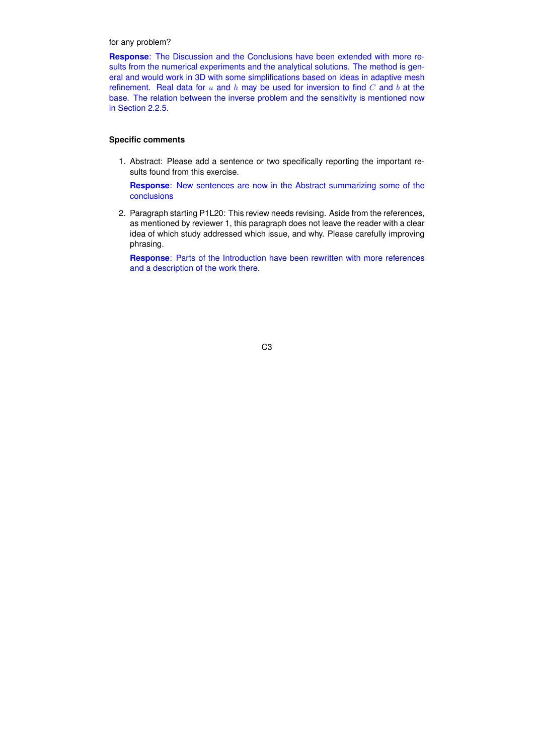for any problem?

**Response**: The Discussion and the Conclusions have been extended with more results from the numerical experiments and the analytical solutions. The method is general and would work in 3D with some simplifications based on ideas in adaptive mesh refinement. Real data for $u$ and $h$ may be used for inversion to find $C$ and $b$ at the base. The relation between the inverse problem and the sensitivity is mentioned now in Section 2.2.5.

### Specific comments

1. Abstract: Please add a sentence or two specifically reporting the important results found from this exercise.

   **Response**: New sentences are now in the Abstract summarizing some of the conclusions

2. Paragraph starting P1L20: This review needs revising. Aside from the references, as mentioned by reviewer 1, this paragraph does not leave the reader with a clear idea of which study addressed which issue, and why. Please carefully improving phrasing.

   **Response**: Parts of the Introduction have been rewritten with more references and a description of the work there.